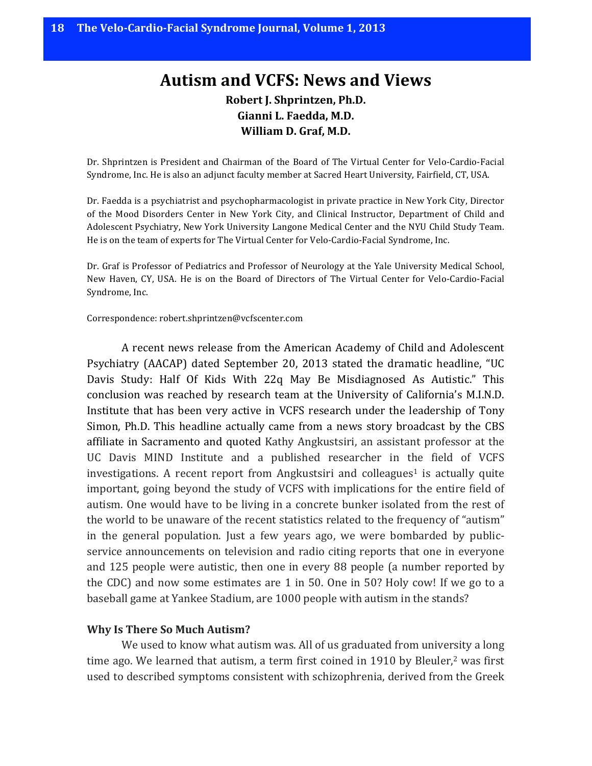# Autism and VCFS: News and Views

**Robert J. Shprintzen, Ph.D.**
**Gianni L. Faedda, M.D.**
**William D. Graf, M.D.**

Dr. Shprintzen is President and Chairman of the Board of The Virtual Center for Velo-Cardio-Facial Syndrome, Inc. He is also an adjunct faculty member at Sacred Heart University, Fairfield, CT, USA.

Dr. Faedda is a psychiatrist and psychopharmacologist in private practice in New York City, Director of the Mood Disorders Center in New York City, and Clinical Instructor, Department of Child and Adolescent Psychiatry, New York University Langone Medical Center and the NYU Child Study Team. He is on the team of experts for The Virtual Center for Velo-Cardio-Facial Syndrome, Inc.

Dr. Graf is Professor of Pediatrics and Professor of Neurology at the Yale University Medical School, New Haven, CY, USA. He is on the Board of Directors of The Virtual Center for Velo-Cardio-Facial Syndrome, Inc.

Correspondence: robert.shprintzen@vcfscenter.com

A recent news release from the American Academy of Child and Adolescent Psychiatry (AACAP) dated September 20, 2013 stated the dramatic headline, "UC Davis Study: Half Of Kids With 22q May Be Misdiagnosed As Autistic." This conclusion was reached by research team at the University of California's M.I.N.D. Institute that has been very active in VCFS research under the leadership of Tony Simon, Ph.D. This headline actually came from a news story broadcast by the CBS affiliate in Sacramento and quoted Kathy Angkustsiri, an assistant professor at the UC Davis MIND Institute and a published researcher in the field of VCFS investigations. A recent report from Angkustsiri and colleagues[1] is actually quite important, going beyond the study of VCFS with implications for the entire field of autism. One would have to be living in a concrete bunker isolated from the rest of the world to be unaware of the recent statistics related to the frequency of "autism" in the general population. Just a few years ago, we were bombarded by public-service announcements on television and radio citing reports that one in everyone and 125 people were autistic, then one in every 88 people (a number reported by the CDC) and now some estimates are 1 in 50. One in 50? Holy cow! If we go to a baseball game at Yankee Stadium, are 1000 people with autism in the stands?

### Why Is There So Much Autism?

We used to know what autism was. All of us graduated from university a long time ago. We learned that autism, a term first coined in 1910 by Bleuler,[2] was first used to described symptoms consistent with schizophrenia, derived from the Greek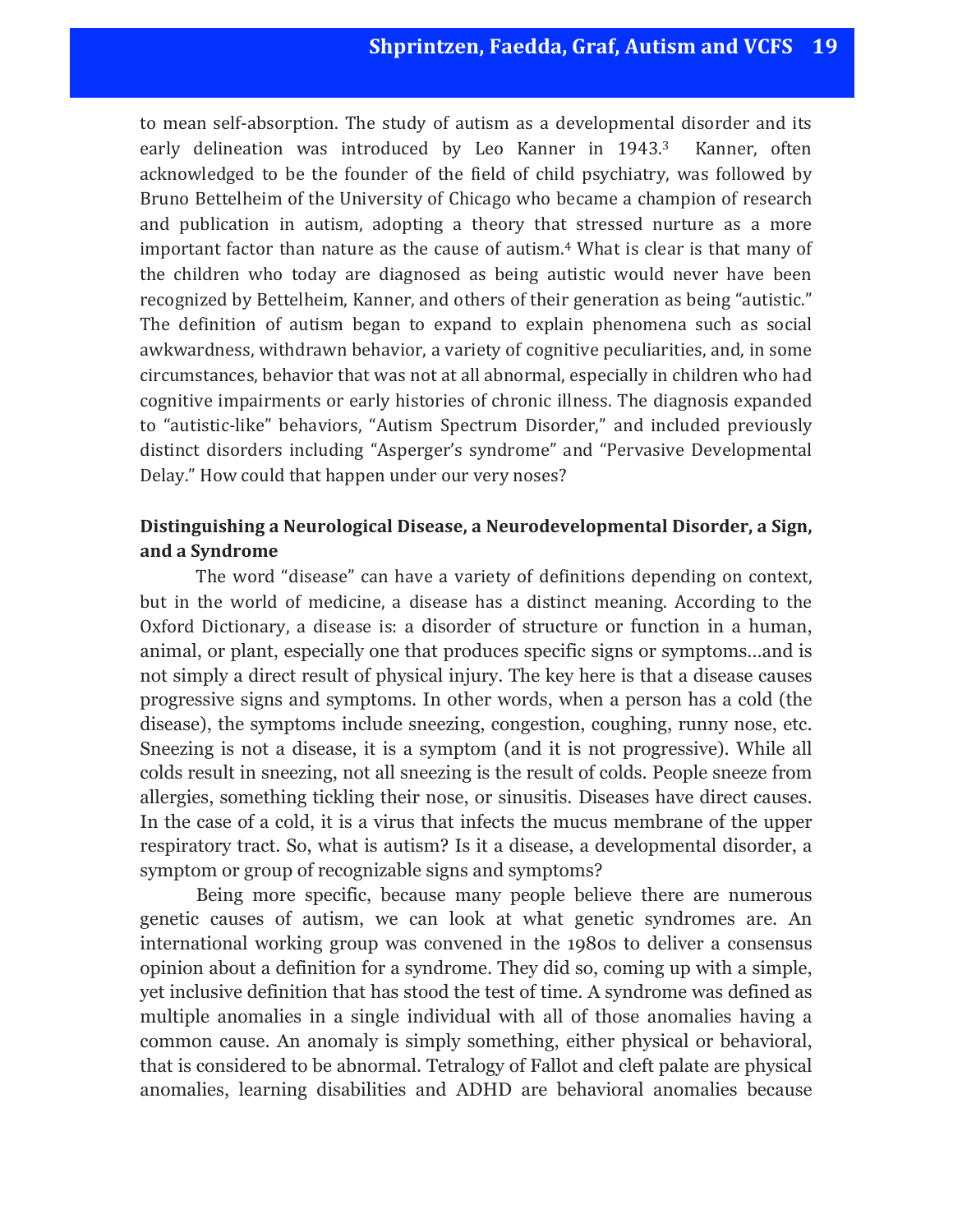to mean self-absorption. The study of autism as a developmental disorder and its early delineation was introduced by Leo Kanner in 1943.[3] Kanner, often acknowledged to be the founder of the field of child psychiatry, was followed by Bruno Bettelheim of the University of Chicago who became a champion of research and publication in autism, adopting a theory that stressed nurture as a more important factor than nature as the cause of autism.[4] What is clear is that many of the children who today are diagnosed as being autistic would never have been recognized by Bettelheim, Kanner, and others of their generation as being "autistic." The definition of autism began to expand to explain phenomena such as social awkwardness, withdrawn behavior, a variety of cognitive peculiarities, and, in some circumstances, behavior that was not at all abnormal, especially in children who had cognitive impairments or early histories of chronic illness. The diagnosis expanded to "autistic-like" behaviors, "Autism Spectrum Disorder," and included previously distinct disorders including "Asperger's syndrome" and "Pervasive Developmental Delay." How could that happen under our very noses?

### Distinguishing a Neurological Disease, a Neurodevelopmental Disorder, a Sign, and a Syndrome

The word "disease" can have a variety of definitions depending on context, but in the world of medicine, a disease has a distinct meaning. According to the Oxford Dictionary, a disease is: a disorder of structure or function in a human, animal, or plant, especially one that produces specific signs or symptoms…and is not simply a direct result of physical injury. The key here is that a disease causes progressive signs and symptoms. In other words, when a person has a cold (the disease), the symptoms include sneezing, congestion, coughing, runny nose, etc. Sneezing is not a disease, it is a symptom (and it is not progressive). While all colds result in sneezing, not all sneezing is the result of colds. People sneeze from allergies, something tickling their nose, or sinusitis. Diseases have direct causes. In the case of a cold, it is a virus that infects the mucus membrane of the upper respiratory tract. So, what is autism? Is it a disease, a developmental disorder, a symptom or group of recognizable signs and symptoms?

Being more specific, because many people believe there are numerous genetic causes of autism, we can look at what genetic syndromes are. An international working group was convened in the 1980s to deliver a consensus opinion about a definition for a syndrome. They did so, coming up with a simple, yet inclusive definition that has stood the test of time. A syndrome was defined as multiple anomalies in a single individual with all of those anomalies having a common cause. An anomaly is simply something, either physical or behavioral, that is considered to be abnormal. Tetralogy of Fallot and cleft palate are physical anomalies, learning disabilities and ADHD are behavioral anomalies because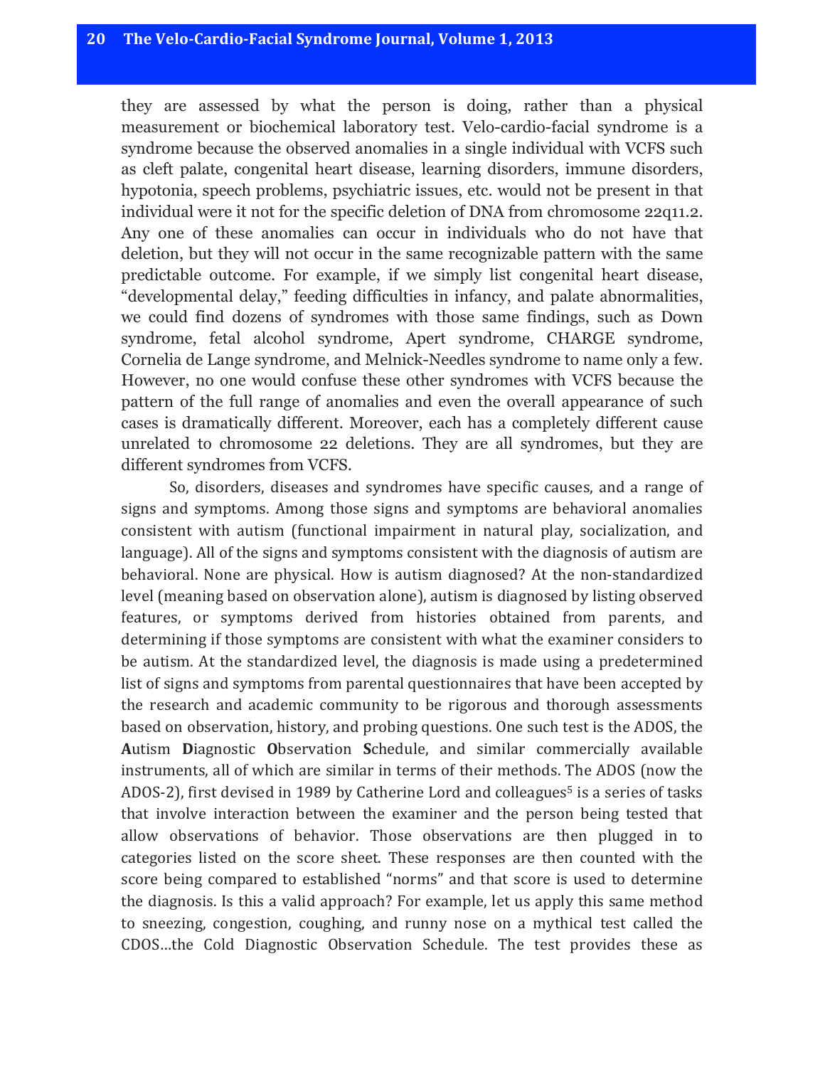they are assessed by what the person is doing, rather than a physical measurement or biochemical laboratory test. Velo-cardio-facial syndrome is a syndrome because the observed anomalies in a single individual with VCFS such as cleft palate, congenital heart disease, learning disorders, immune disorders, hypotonia, speech problems, psychiatric issues, etc. would not be present in that individual were it not for the specific deletion of DNA from chromosome 22q11.2. Any one of these anomalies can occur in individuals who do not have that deletion, but they will not occur in the same recognizable pattern with the same predictable outcome. For example, if we simply list congenital heart disease, "developmental delay," feeding difficulties in infancy, and palate abnormalities, we could find dozens of syndromes with those same findings, such as Down syndrome, fetal alcohol syndrome, Apert syndrome, CHARGE syndrome, Cornelia de Lange syndrome, and Melnick-Needles syndrome to name only a few. However, no one would confuse these other syndromes with VCFS because the pattern of the full range of anomalies and even the overall appearance of such cases is dramatically different. Moreover, each has a completely different cause unrelated to chromosome 22 deletions. They are all syndromes, but they are different syndromes from VCFS.

So, disorders, diseases and syndromes have specific causes, and a range of signs and symptoms. Among those signs and symptoms are behavioral anomalies consistent with autism (functional impairment in natural play, socialization, and language). All of the signs and symptoms consistent with the diagnosis of autism are behavioral. None are physical. How is autism diagnosed? At the non-standardized level (meaning based on observation alone), autism is diagnosed by listing observed features, or symptoms derived from histories obtained from parents, and determining if those symptoms are consistent with what the examiner considers to be autism. At the standardized level, the diagnosis is made using a predetermined list of signs and symptoms from parental questionnaires that have been accepted by the research and academic community to be rigorous and thorough assessments based on observation, history, and probing questions. One such test is the ADOS, the **A**utism **D**iagnostic **O**bservation **S**chedule, and similar commercially available instruments, all of which are similar in terms of their methods. The ADOS (now the ADOS-2), first devised in 1989 by Catherine Lord and colleagues[5] is a series of tasks that involve interaction between the examiner and the person being tested that allow observations of behavior. Those observations are then plugged in to categories listed on the score sheet. These responses are then counted with the score being compared to established "norms" and that score is used to determine the diagnosis. Is this a valid approach? For example, let us apply this same method to sneezing, congestion, coughing, and runny nose on a mythical test called the CDOS…the Cold Diagnostic Observation Schedule. The test provides these as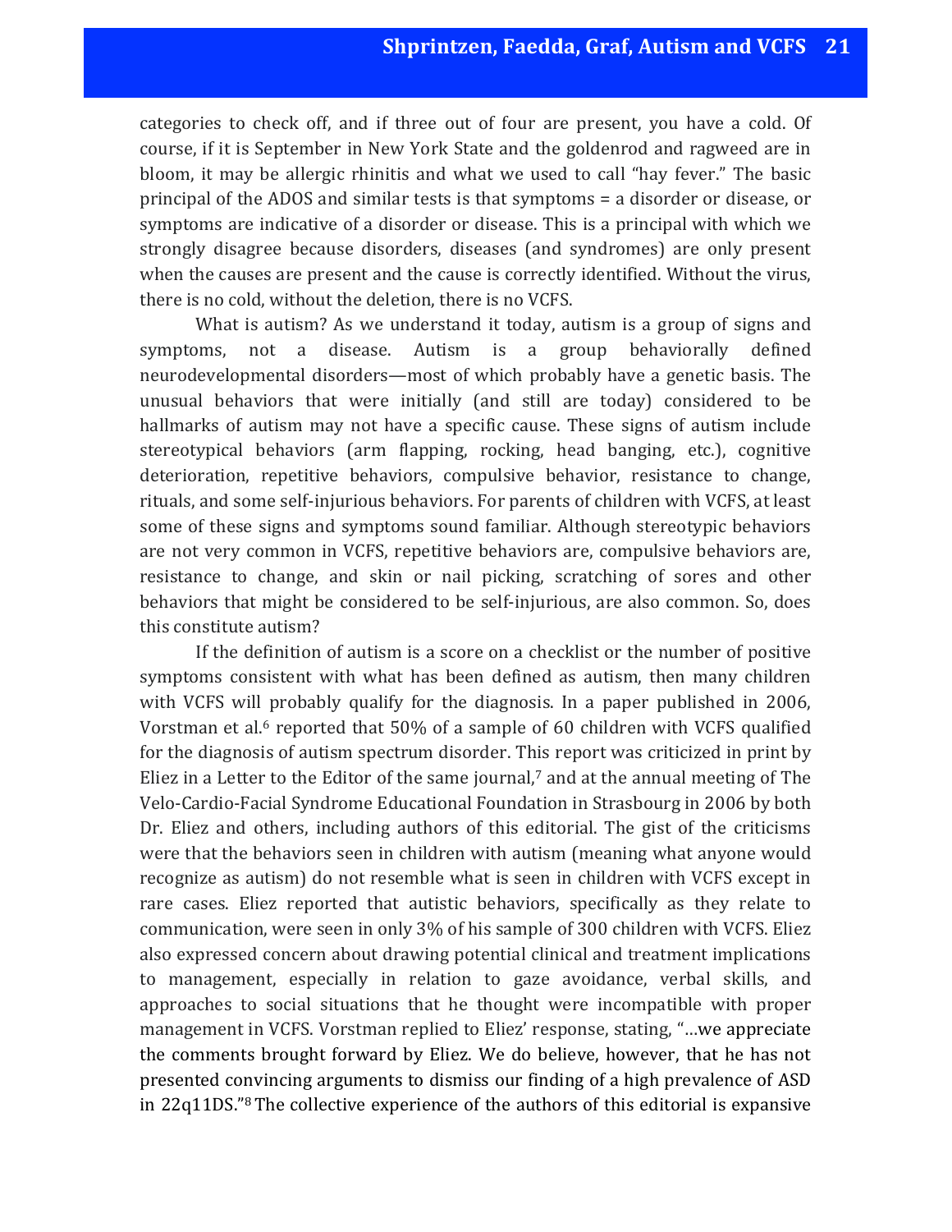categories to check off, and if three out of four are present, you have a cold. Of course, if it is September in New York State and the goldenrod and ragweed are in bloom, it may be allergic rhinitis and what we used to call "hay fever." The basic principal of the ADOS and similar tests is that symptoms = a disorder or disease, or symptoms are indicative of a disorder or disease. This is a principal with which we strongly disagree because disorders, diseases (and syndromes) are only present when the causes are present and the cause is correctly identified. Without the virus, there is no cold, without the deletion, there is no VCFS.

What is autism? As we understand it today, autism is a group of signs and symptoms, not a disease. Autism is a group behaviorally defined neurodevelopmental disorders—most of which probably have a genetic basis. The unusual behaviors that were initially (and still are today) considered to be hallmarks of autism may not have a specific cause. These signs of autism include stereotypical behaviors (arm flapping, rocking, head banging, etc.), cognitive deterioration, repetitive behaviors, compulsive behavior, resistance to change, rituals, and some self-injurious behaviors. For parents of children with VCFS, at least some of these signs and symptoms sound familiar. Although stereotypic behaviors are not very common in VCFS, repetitive behaviors are, compulsive behaviors are, resistance to change, and skin or nail picking, scratching of sores and other behaviors that might be considered to be self-injurious, are also common. So, does this constitute autism?

If the definition of autism is a score on a checklist or the number of positive symptoms consistent with what has been defined as autism, then many children with VCFS will probably qualify for the diagnosis. In a paper published in 2006, Vorstman et al.[6] reported that 50% of a sample of 60 children with VCFS qualified for the diagnosis of autism spectrum disorder. This report was criticized in print by Eliez in a Letter to the Editor of the same journal,[7] and at the annual meeting of The Velo-Cardio-Facial Syndrome Educational Foundation in Strasbourg in 2006 by both Dr. Eliez and others, including authors of this editorial. The gist of the criticisms were that the behaviors seen in children with autism (meaning what anyone would recognize as autism) do not resemble what is seen in children with VCFS except in rare cases. Eliez reported that autistic behaviors, specifically as they relate to communication, were seen in only 3% of his sample of 300 children with VCFS. Eliez also expressed concern about drawing potential clinical and treatment implications to management, especially in relation to gaze avoidance, verbal skills, and approaches to social situations that he thought were incompatible with proper management in VCFS. Vorstman replied to Eliez' response, stating, "…we appreciate the comments brought forward by Eliez. We do believe, however, that he has not presented convincing arguments to dismiss our finding of a high prevalence of ASD in 22q11DS."[8] The collective experience of the authors of this editorial is expansive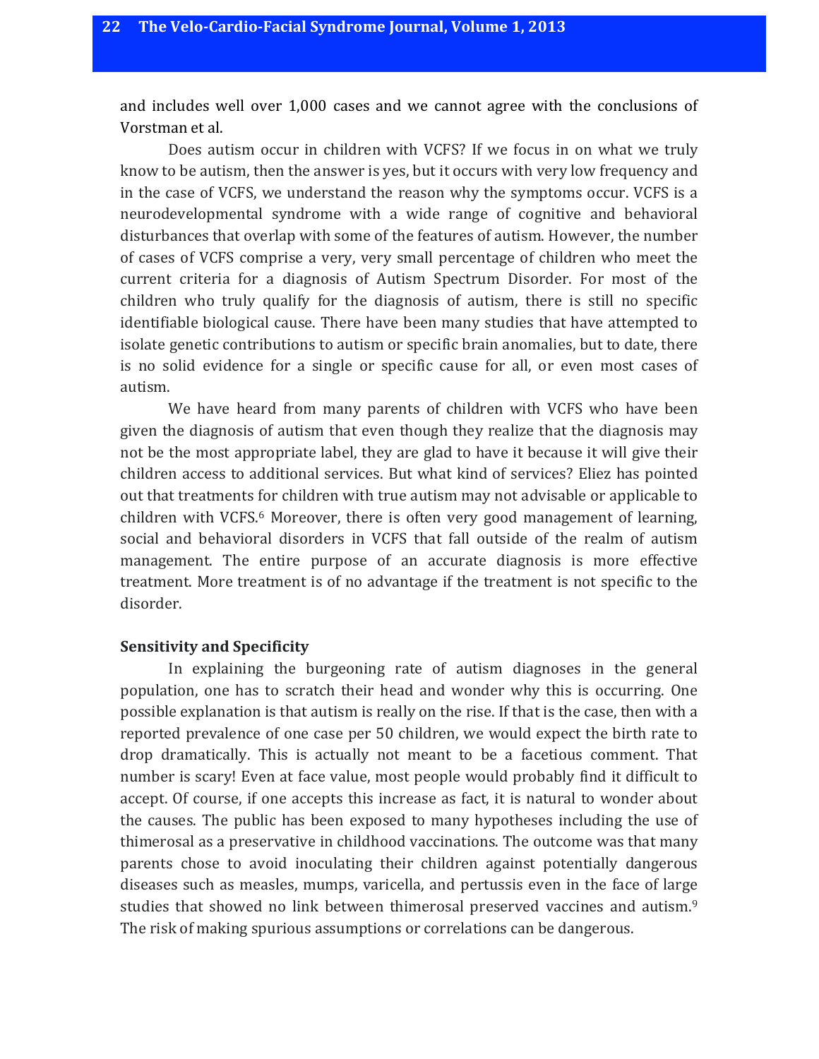and includes well over 1,000 cases and we cannot agree with the conclusions of Vorstman et al.

Does autism occur in children with VCFS? If we focus in on what we truly know to be autism, then the answer is yes, but it occurs with very low frequency and in the case of VCFS, we understand the reason why the symptoms occur. VCFS is a neurodevelopmental syndrome with a wide range of cognitive and behavioral disturbances that overlap with some of the features of autism. However, the number of cases of VCFS comprise a very, very small percentage of children who meet the current criteria for a diagnosis of Autism Spectrum Disorder. For most of the children who truly qualify for the diagnosis of autism, there is still no specific identifiable biological cause. There have been many studies that have attempted to isolate genetic contributions to autism or specific brain anomalies, but to date, there is no solid evidence for a single or specific cause for all, or even most cases of autism.

We have heard from many parents of children with VCFS who have been given the diagnosis of autism that even though they realize that the diagnosis may not be the most appropriate label, they are glad to have it because it will give their children access to additional services. But what kind of services? Eliez has pointed out that treatments for children with true autism may not advisable or applicable to children with VCFS.[6] Moreover, there is often very good management of learning, social and behavioral disorders in VCFS that fall outside of the realm of autism management. The entire purpose of an accurate diagnosis is more effective treatment. More treatment is of no advantage if the treatment is not specific to the disorder.

**Sensitivity and Specificity**

In explaining the burgeoning rate of autism diagnoses in the general population, one has to scratch their head and wonder why this is occurring. One possible explanation is that autism is really on the rise. If that is the case, then with a reported prevalence of one case per 50 children, we would expect the birth rate to drop dramatically. This is actually not meant to be a facetious comment. That number is scary! Even at face value, most people would probably find it difficult to accept. Of course, if one accepts this increase as fact, it is natural to wonder about the causes. The public has been exposed to many hypotheses including the use of thimerosal as a preservative in childhood vaccinations. The outcome was that many parents chose to avoid inoculating their children against potentially dangerous diseases such as measles, mumps, varicella, and pertussis even in the face of large studies that showed no link between thimerosal preserved vaccines and autism.[9] The risk of making spurious assumptions or correlations can be dangerous.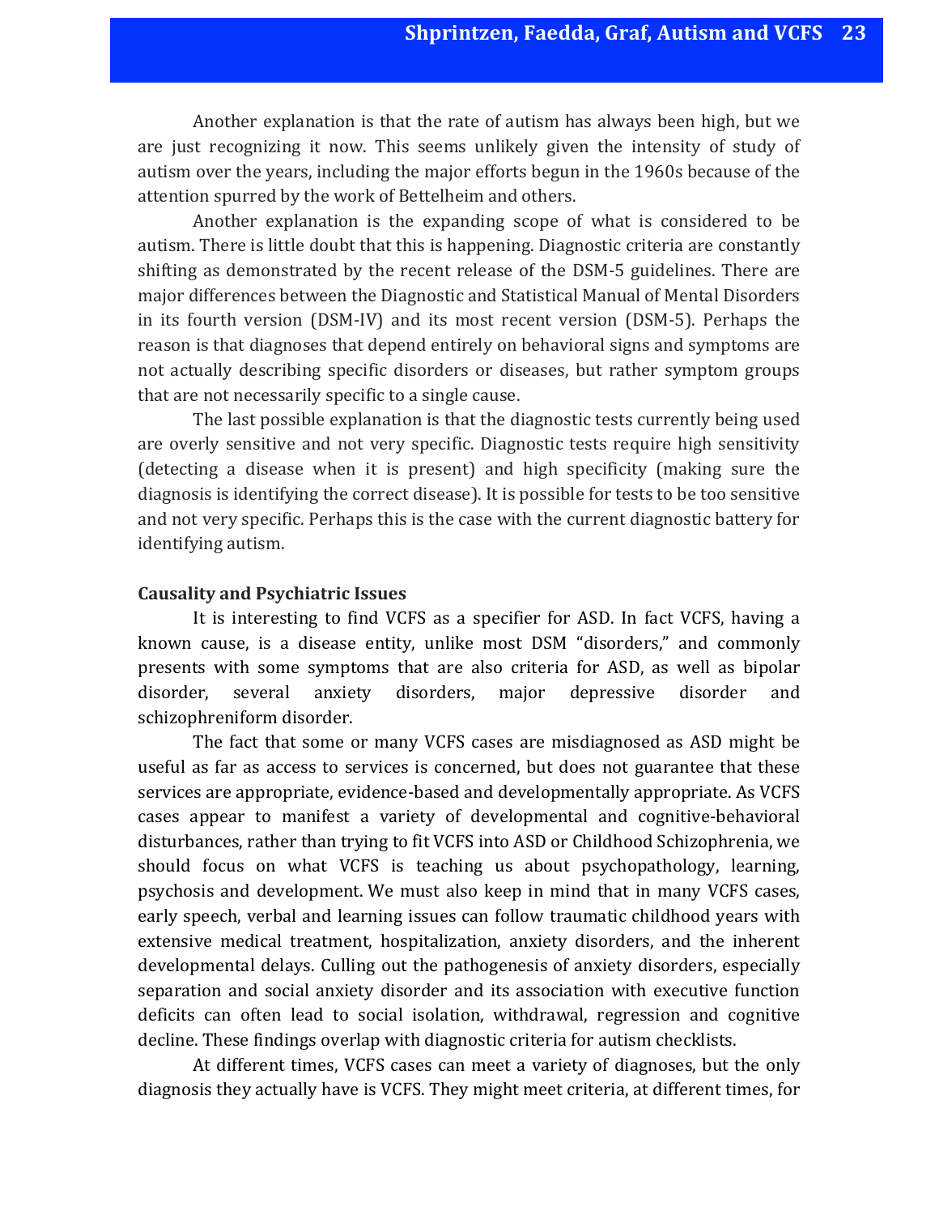Another explanation is that the rate of autism has always been high, but we are just recognizing it now. This seems unlikely given the intensity of study of autism over the years, including the major efforts begun in the 1960s because of the attention spurred by the work of Bettelheim and others.

Another explanation is the expanding scope of what is considered to be autism. There is little doubt that this is happening. Diagnostic criteria are constantly shifting as demonstrated by the recent release of the DSM-5 guidelines. There are major differences between the Diagnostic and Statistical Manual of Mental Disorders in its fourth version (DSM-IV) and its most recent version (DSM-5). Perhaps the reason is that diagnoses that depend entirely on behavioral signs and symptoms are not actually describing specific disorders or diseases, but rather symptom groups that are not necessarily specific to a single cause.

The last possible explanation is that the diagnostic tests currently being used are overly sensitive and not very specific. Diagnostic tests require high sensitivity (detecting a disease when it is present) and high specificity (making sure the diagnosis is identifying the correct disease). It is possible for tests to be too sensitive and not very specific. Perhaps this is the case with the current diagnostic battery for identifying autism.

**Causality and Psychiatric Issues**

It is interesting to find VCFS as a specifier for ASD. In fact VCFS, having a known cause, is a disease entity, unlike most DSM "disorders," and commonly presents with some symptoms that are also criteria for ASD, as well as bipolar disorder, several anxiety disorders, major depressive disorder and schizophreniform disorder.

The fact that some or many VCFS cases are misdiagnosed as ASD might be useful as far as access to services is concerned, but does not guarantee that these services are appropriate, evidence-based and developmentally appropriate. As VCFS cases appear to manifest a variety of developmental and cognitive-behavioral disturbances, rather than trying to fit VCFS into ASD or Childhood Schizophrenia, we should focus on what VCFS is teaching us about psychopathology, learning, psychosis and development. We must also keep in mind that in many VCFS cases, early speech, verbal and learning issues can follow traumatic childhood years with extensive medical treatment, hospitalization, anxiety disorders, and the inherent developmental delays. Culling out the pathogenesis of anxiety disorders, especially separation and social anxiety disorder and its association with executive function deficits can often lead to social isolation, withdrawal, regression and cognitive decline. These findings overlap with diagnostic criteria for autism checklists.

At different times, VCFS cases can meet a variety of diagnoses, but the only diagnosis they actually have is VCFS. They might meet criteria, at different times, for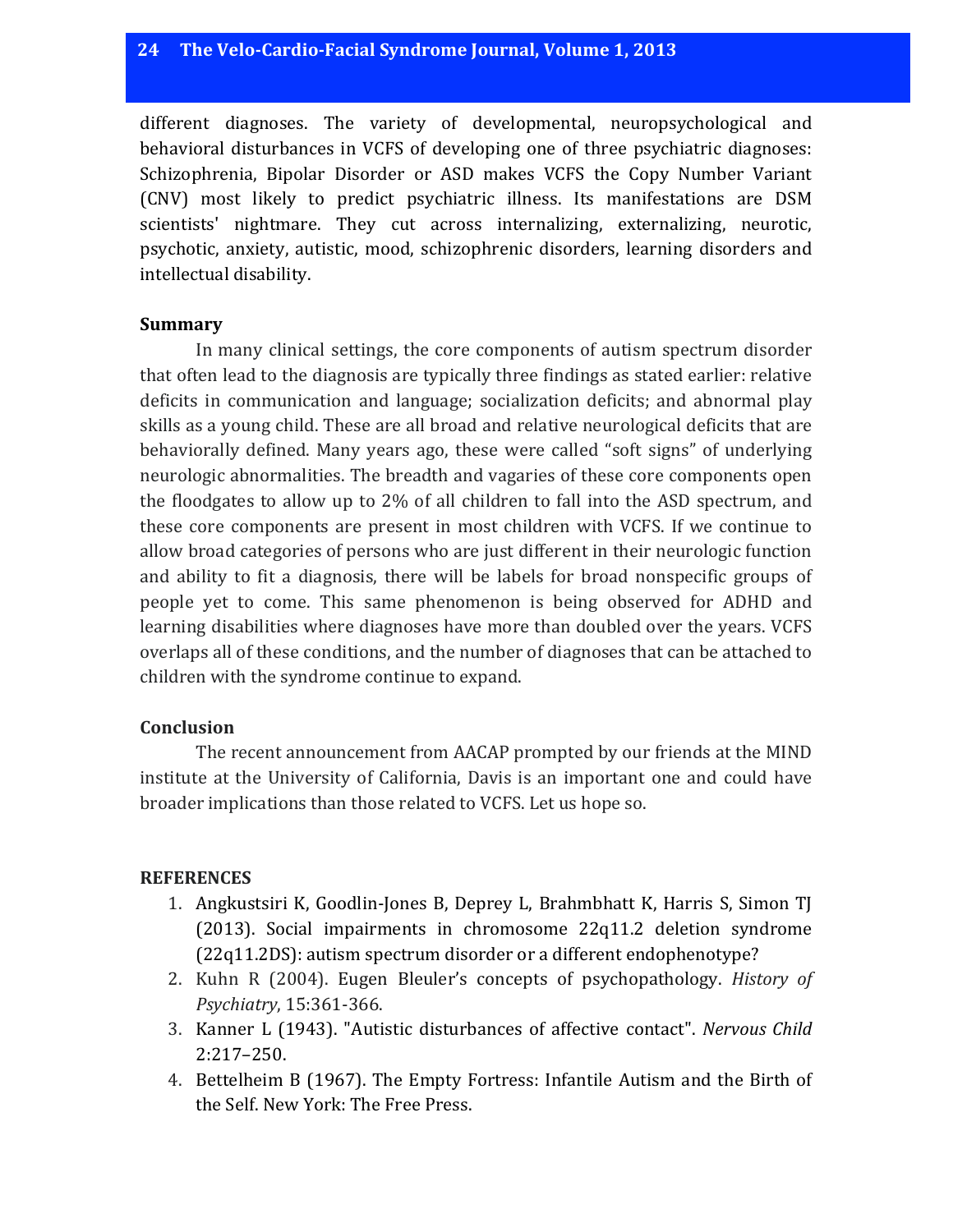different diagnoses. The variety of developmental, neuropsychological and behavioral disturbances in VCFS of developing one of three psychiatric diagnoses: Schizophrenia, Bipolar Disorder or ASD makes VCFS the Copy Number Variant (CNV) most likely to predict psychiatric illness. Its manifestations are DSM scientists' nightmare. They cut across internalizing, externalizing, neurotic, psychotic, anxiety, autistic, mood, schizophrenic disorders, learning disorders and intellectual disability.

**Summary**

In many clinical settings, the core components of autism spectrum disorder that often lead to the diagnosis are typically three findings as stated earlier: relative deficits in communication and language; socialization deficits; and abnormal play skills as a young child. These are all broad and relative neurological deficits that are behaviorally defined. Many years ago, these were called "soft signs" of underlying neurologic abnormalities. The breadth and vagaries of these core components open the floodgates to allow up to 2% of all children to fall into the ASD spectrum, and these core components are present in most children with VCFS. If we continue to allow broad categories of persons who are just different in their neurologic function and ability to fit a diagnosis, there will be labels for broad nonspecific groups of people yet to come. This same phenomenon is being observed for ADHD and learning disabilities where diagnoses have more than doubled over the years. VCFS overlaps all of these conditions, and the number of diagnoses that can be attached to children with the syndrome continue to expand.

**Conclusion**

The recent announcement from AACAP prompted by our friends at the MIND institute at the University of California, Davis is an important one and could have broader implications than those related to VCFS. Let us hope so.

**REFERENCES**

1. Angkustsiri K, Goodlin-Jones B, Deprey L, Brahmbhatt K, Harris S, Simon TJ (2013). Social impairments in chromosome 22q11.2 deletion syndrome (22q11.2DS): autism spectrum disorder or a different endophenotype?
2. Kuhn R (2004). Eugen Bleuler's concepts of psychopathology. *History of Psychiatry*, 15:361-366.
3. Kanner L (1943). "Autistic disturbances of affective contact". *Nervous Child* 2:217–250.
4. Bettelheim B (1967). The Empty Fortress: Infantile Autism and the Birth of the Self. New York: The Free Press.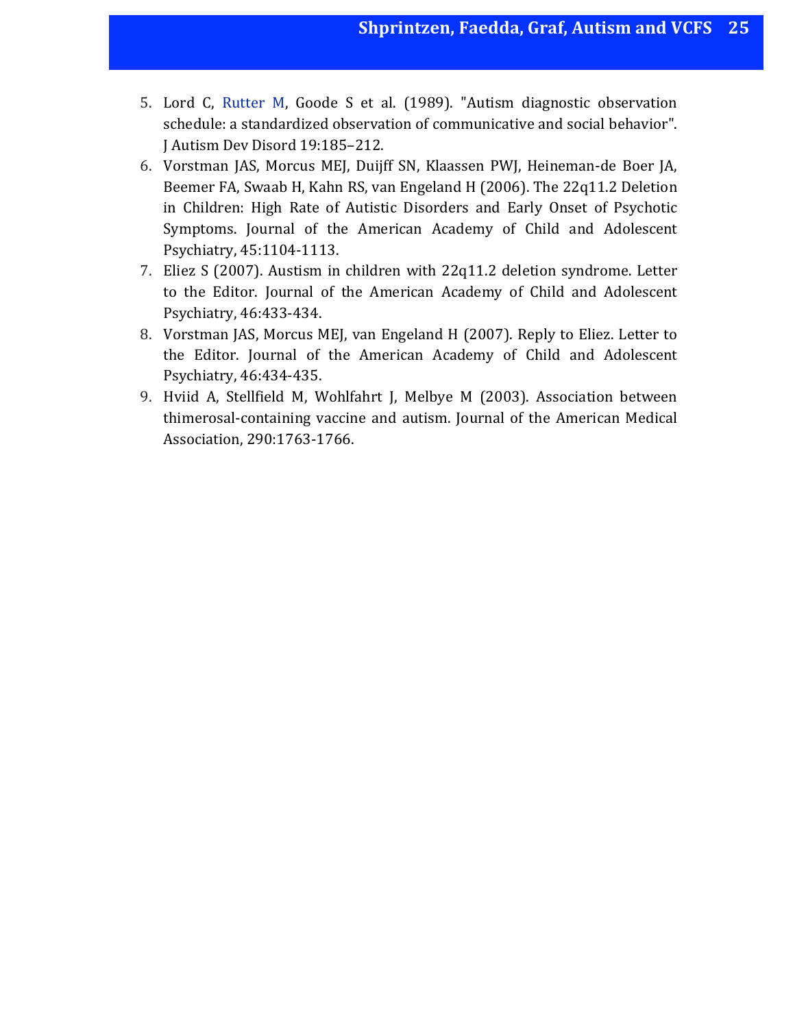5. Lord C, Rutter M, Goode S et al. (1989). "Autism diagnostic observation schedule: a standardized observation of communicative and social behavior". J Autism Dev Disord 19:185–212.
6. Vorstman JAS, Morcus MEJ, Duijff SN, Klaassen PWJ, Heineman-de Boer JA, Beemer FA, Swaab H, Kahn RS, van Engeland H (2006). The 22q11.2 Deletion in Children: High Rate of Autistic Disorders and Early Onset of Psychotic Symptoms. Journal of the American Academy of Child and Adolescent Psychiatry, 45:1104-1113.
7. Eliez S (2007). Austism in children with 22q11.2 deletion syndrome. Letter to the Editor. Journal of the American Academy of Child and Adolescent Psychiatry, 46:433-434.
8. Vorstman JAS, Morcus MEJ, van Engeland H (2007). Reply to Eliez. Letter to the Editor. Journal of the American Academy of Child and Adolescent Psychiatry, 46:434-435.
9. Hviid A, Stellfield M, Wohlfahrt J, Melbye M (2003). Association between thimerosal-containing vaccine and autism. Journal of the American Medical Association, 290:1763-1766.